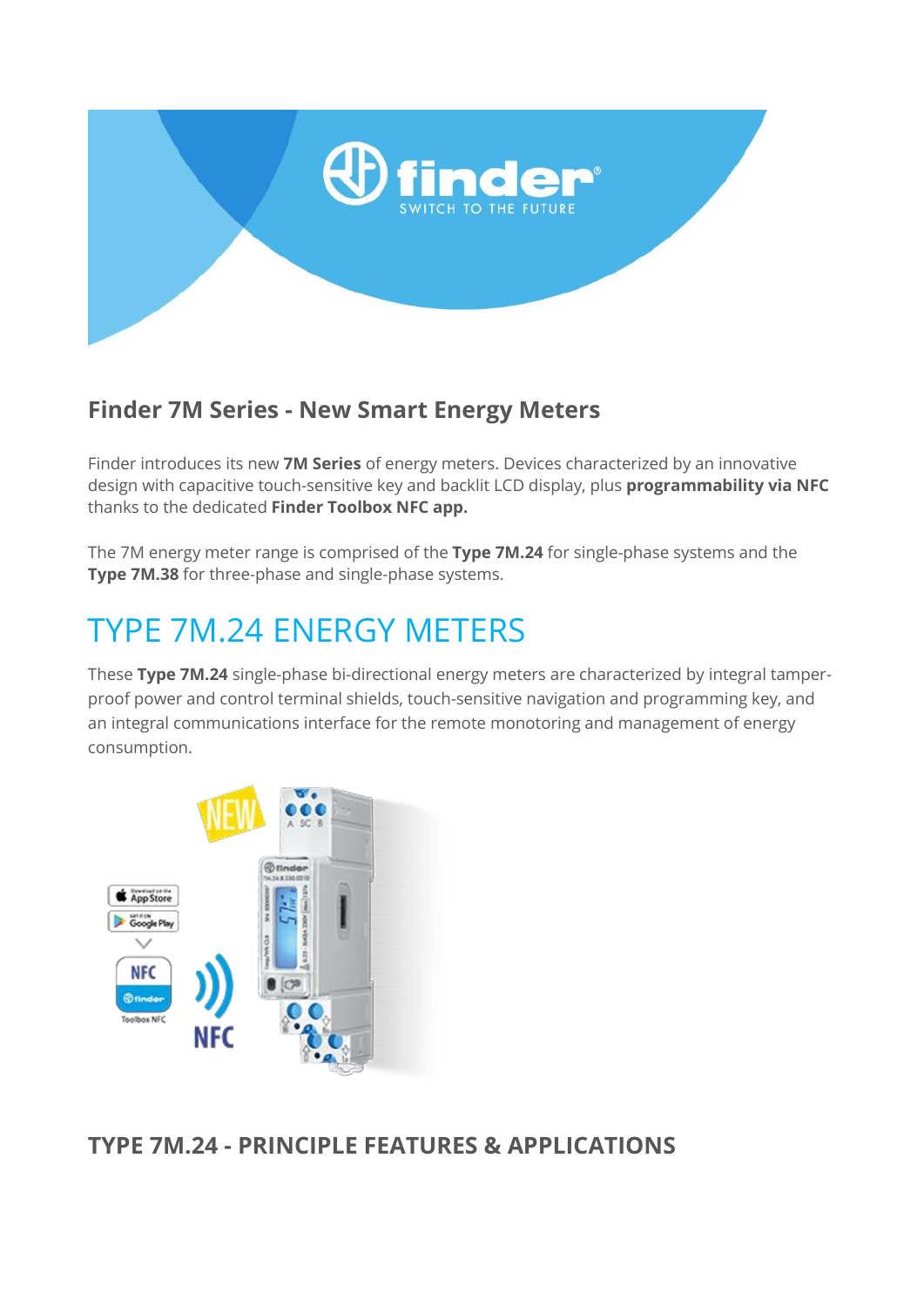## Finder 7M Series - New Smart Energy Meters

Finder introduces its new **7M Series** of energy meters. Devices characterized by an innovative design with capacitive touch-sensitive key and backlit LCD display, plus **programmability via NFC** thanks to the dedicated **Finder Toolbox NFC app.**

The 7M energy meter range is comprised of the **Type 7M.24** for single-phase systems and the **Type 7M.38** for three-phase and single-phase systems.

# TYPE 7M.24 ENERGY METERS

These **Type 7M.24** single-phase bi-directional energy meters are characterized by integral tamper-proof power and control terminal shields, touch-sensitive navigation and programming key, and an integral communications interface for the remote monotoring and management of energy consumption.

## TYPE 7M.24 - PRINCIPLE FEATURES & APPLICATIONS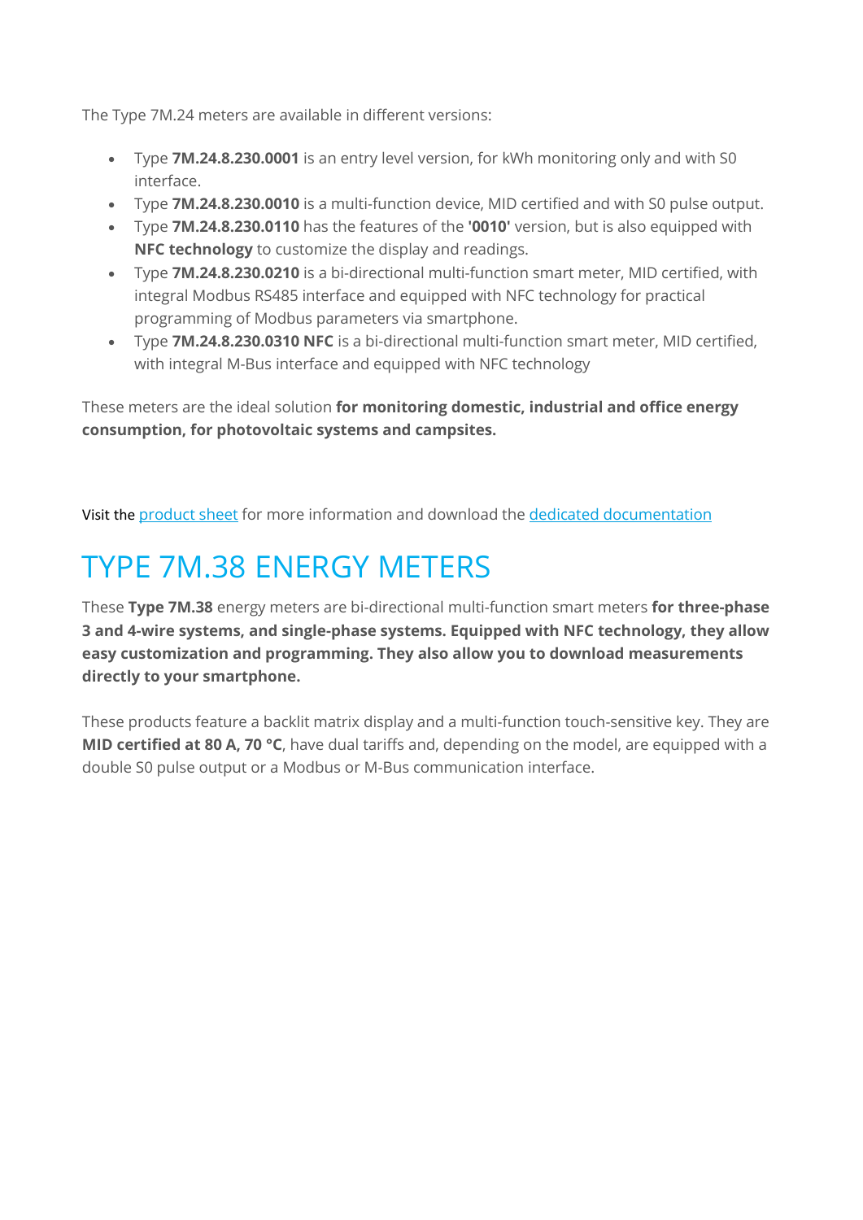The Type 7M.24 meters are available in different versions:

- Type **7M.24.8.230.0001** is an entry level version, for kWh monitoring only and with S0 interface.
- Type **7M.24.8.230.0010** is a multi-function device, MID certified and with S0 pulse output.
- Type **7M.24.8.230.0110** has the features of the **'0010'** version, but is also equipped with **NFC technology** to customize the display and readings.
- Type **7M.24.8.230.0210** is a bi-directional multi-function smart meter, MID certified, with integral Modbus RS485 interface and equipped with NFC technology for practical programming of Modbus parameters via smartphone.
- Type **7M.24.8.230.0310 NFC** is a bi-directional multi-function smart meter, MID certified, with integral M-Bus interface and equipped with NFC technology

These meters are the ideal solution **for monitoring domestic, industrial and office energy consumption, for photovoltaic systems and campsites.**

Visit the product sheet for more information and download the dedicated documentation

# TYPE 7M.38 ENERGY METERS

These **Type 7M.38** energy meters are bi-directional multi-function smart meters **for three-phase 3 and 4-wire systems, and single-phase systems. Equipped with NFC technology, they allow easy customization and programming. They also allow you to download measurements directly to your smartphone.**

These products feature a backlit matrix display and a multi-function touch-sensitive key. They are **MID certified at 80 A, 70 °C**, have dual tariffs and, depending on the model, are equipped with a double S0 pulse output or a Modbus or M-Bus communication interface.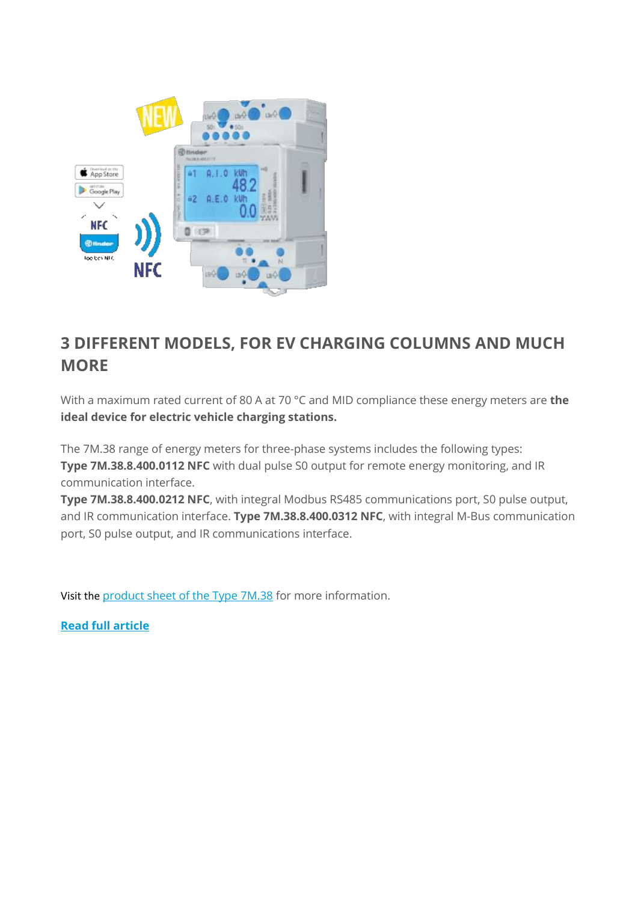## 3 DIFFERENT MODELS, FOR EV CHARGING COLUMNS AND MUCH MORE

With a maximum rated current of 80 A at 70 °C and MID compliance these energy meters are **the ideal device for electric vehicle charging stations.**

The 7M.38 range of energy meters for three-phase systems includes the following types:
**Type 7M.38.8.400.0112 NFC** with dual pulse S0 output for remote energy monitoring, and IR communication interface.
**Type 7M.38.8.400.0212 NFC**, with integral Modbus RS485 communications port, S0 pulse output, and IR communication interface. **Type 7M.38.8.400.0312 NFC**, with integral M-Bus communication port, S0 pulse output, and IR communications interface.

Visit the product sheet of the Type 7M.38 for more information.

**Read full article**